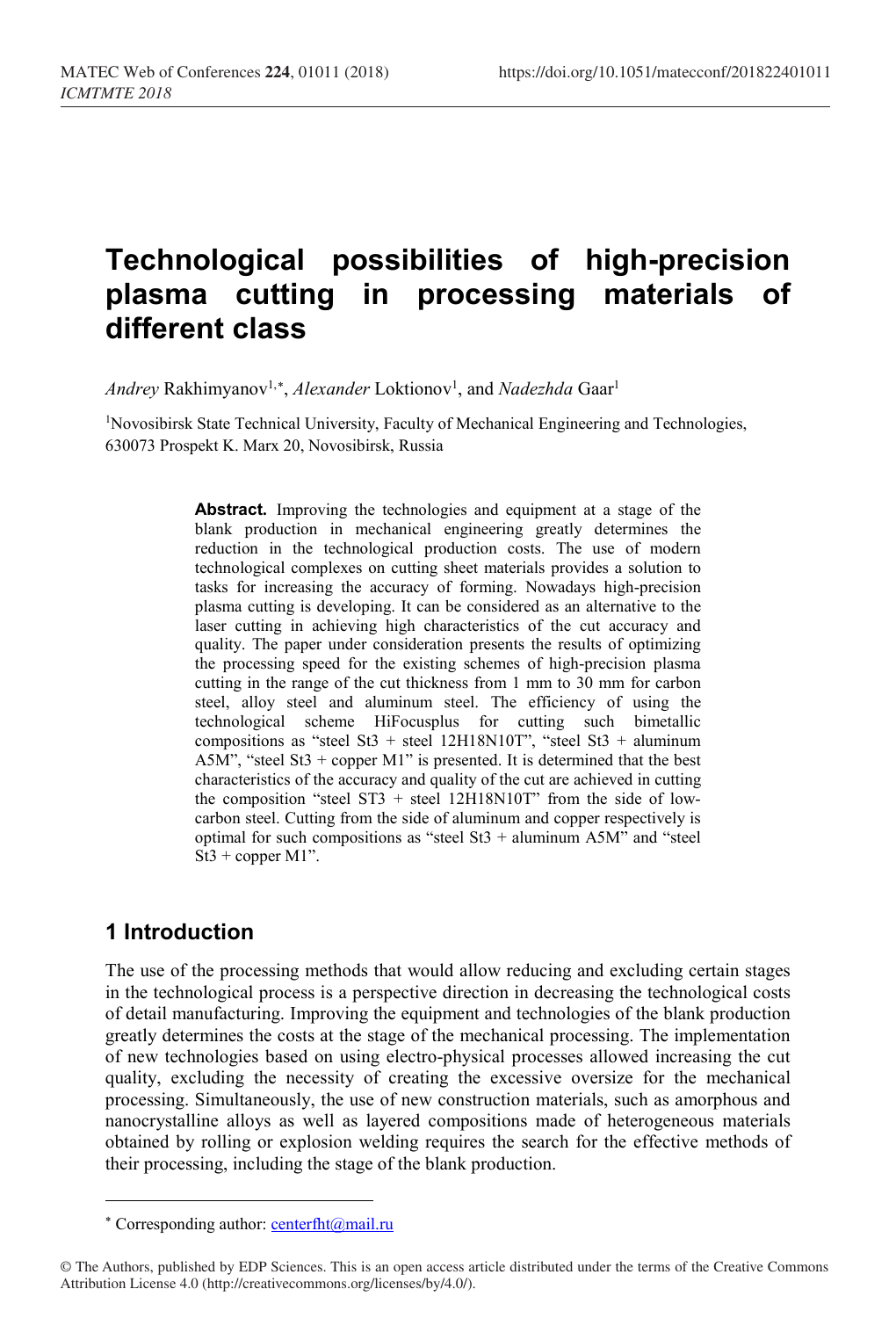# Technological possibilities of high-precision plasma cutting in processing materials of different class

*Andrey* Rakhimyanov[1,*], *Alexander* Loktionov[1], and *Nadezhda* Gaar[1]

[1]Novosibirsk State Technical University, Faculty of Mechanical Engineering and Technologies, 630073 Prospekt K. Marx 20, Novosibirsk, Russia

**Abstract.** Improving the technologies and equipment at a stage of the blank production in mechanical engineering greatly determines the reduction in the technological production costs. The use of modern technological complexes on cutting sheet materials provides a solution to tasks for increasing the accuracy of forming. Nowadays high-precision plasma cutting is developing. It can be considered as an alternative to the laser cutting in achieving high characteristics of the cut accuracy and quality. The paper under consideration presents the results of optimizing the processing speed for the existing schemes of high-precision plasma cutting in the range of the cut thickness from 1 mm to 30 mm for carbon steel, alloy steel and aluminum steel. The efficiency of using the technological scheme HiFocusplus for cutting such bimetallic compositions as "steel St3 + steel 12H18N10T", "steel St3 + aluminum A5M", "steel St3 + copper M1" is presented. It is determined that the best characteristics of the accuracy and quality of the cut are achieved in cutting the composition "steel ST3 + steel 12H18N10T" from the side of low-carbon steel. Cutting from the side of aluminum and copper respectively is optimal for such compositions as "steel St3 + aluminum A5M" and "steel St3 + copper M1".

## 1 Introduction

The use of the processing methods that would allow reducing and excluding certain stages in the technological process is a perspective direction in decreasing the technological costs of detail manufacturing. Improving the equipment and technologies of the blank production greatly determines the costs at the stage of the mechanical processing. The implementation of new technologies based on using electro-physical processes allowed increasing the cut quality, excluding the necessity of creating the excessive oversize for the mechanical processing. Simultaneously, the use of new construction materials, such as amorphous and nanocrystalline alloys as well as layered compositions made of heterogeneous materials obtained by rolling or explosion welding requires the search for the effective methods of their processing, including the stage of the blank production.

---

* Corresponding author: centerfht@mail.ru

© The Authors, published by EDP Sciences. This is an open access article distributed under the terms of the Creative Commons Attribution License 4.0 (http://creativecommons.org/licenses/by/4.0/).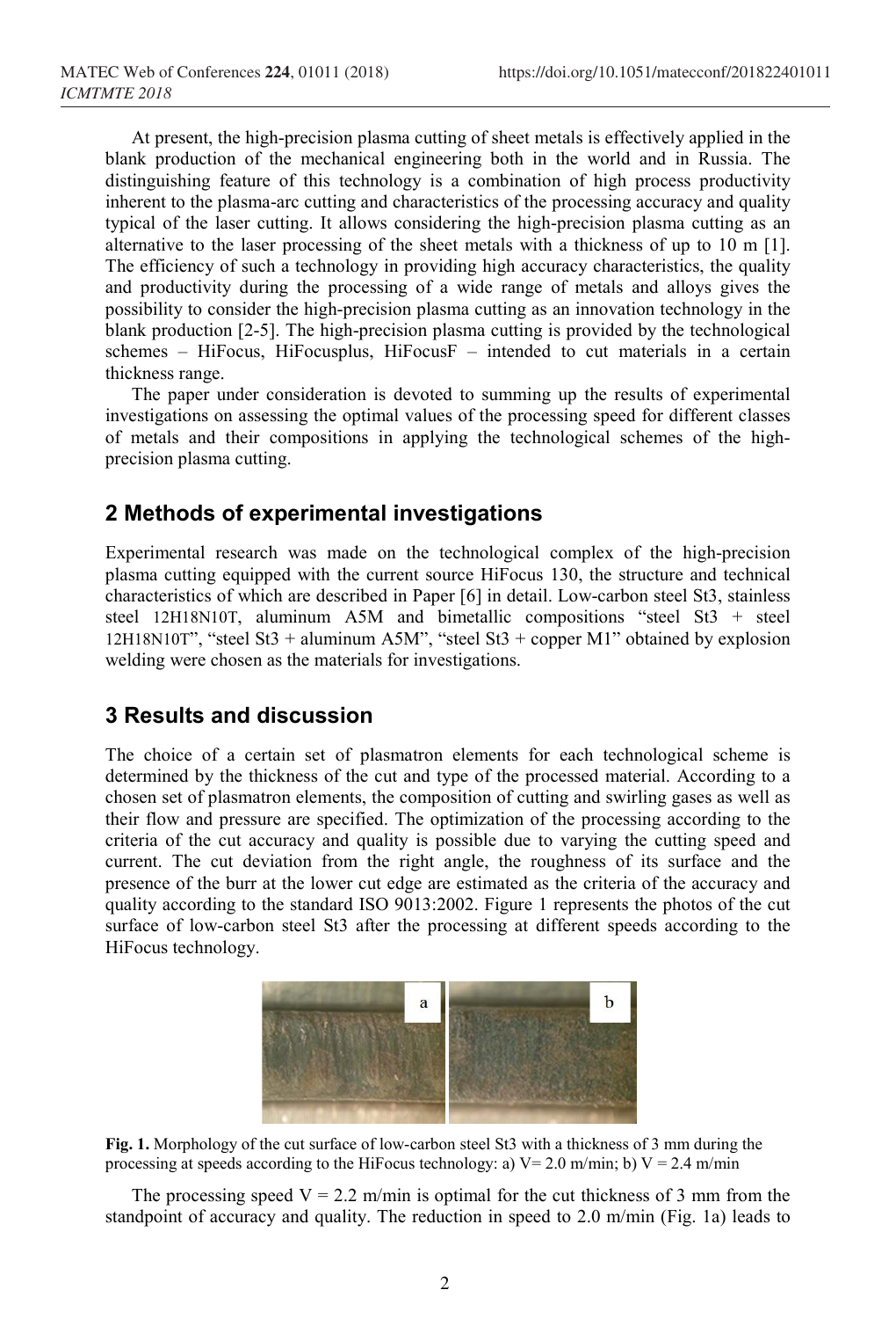At present, the high-precision plasma cutting of sheet metals is effectively applied in the blank production of the mechanical engineering both in the world and in Russia. The distinguishing feature of this technology is a combination of high process productivity inherent to the plasma-arc cutting and characteristics of the processing accuracy and quality typical of the laser cutting. It allows considering the high-precision plasma cutting as an alternative to the laser processing of the sheet metals with a thickness of up to 10 m [1]. The efficiency of such a technology in providing high accuracy characteristics, the quality and productivity during the processing of a wide range of metals and alloys gives the possibility to consider the high-precision plasma cutting as an innovation technology in the blank production [2-5]. The high-precision plasma cutting is provided by the technological schemes – HiFocus, HiFocusplus, HiFocusF – intended to cut materials in a certain thickness range.

The paper under consideration is devoted to summing up the results of experimental investigations on assessing the optimal values of the processing speed for different classes of metals and their compositions in applying the technological schemes of the high-precision plasma cutting.

## 2 Methods of experimental investigations

Experimental research was made on the technological complex of the high-precision plasma cutting equipped with the current source HiFocus 130, the structure and technical characteristics of which are described in Paper [6] in detail. Low-carbon steel St3, stainless steel 12H18N10T, aluminum A5M and bimetallic compositions "steel St3 + steel 12H18N10T", "steel St3 + aluminum A5M", "steel St3 + copper M1" obtained by explosion welding were chosen as the materials for investigations.

## 3 Results and discussion

The choice of a certain set of plasmatron elements for each technological scheme is determined by the thickness of the cut and type of the processed material. According to a chosen set of plasmatron elements, the composition of cutting and swirling gases as well as their flow and pressure are specified. The optimization of the processing according to the criteria of the cut accuracy and quality is possible due to varying the cutting speed and current. The cut deviation from the right angle, the roughness of its surface and the presence of the burr at the lower cut edge are estimated as the criteria of the accuracy and quality according to the standard ISO 9013:2002. Figure 1 represents the photos of the cut surface of low-carbon steel St3 after the processing at different speeds according to the HiFocus technology.

**Fig. 1.** Morphology of the cut surface of low-carbon steel St3 with a thickness of 3 mm during the processing at speeds according to the HiFocus technology: a) $V = 2.0$ m/min; b) $V = 2.4$ m/min

The processing speed $V = 2.2$ m/min is optimal for the cut thickness of 3 mm from the standpoint of accuracy and quality. The reduction in speed to 2.0 m/min (Fig. 1a) leads to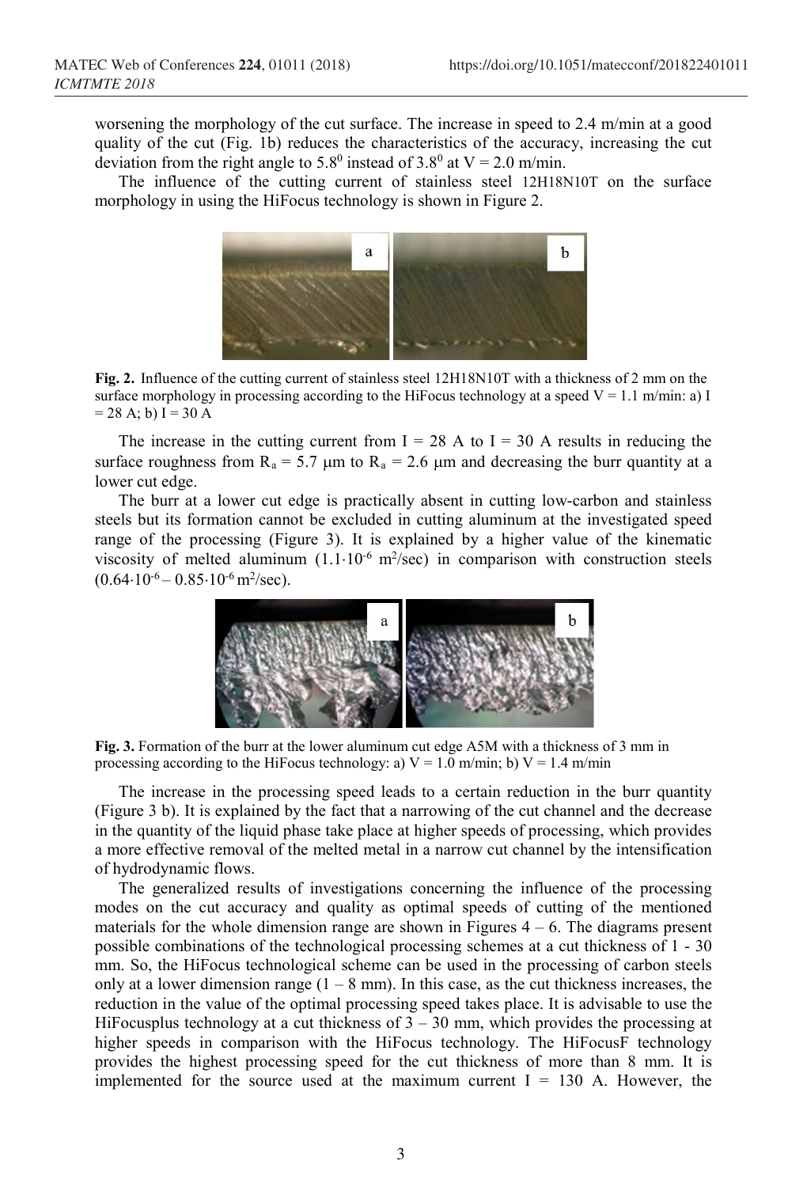worsening the morphology of the cut surface. The increase in speed to 2.4 m/min at a good quality of the cut (Fig. 1b) reduces the characteristics of the accuracy, increasing the cut deviation from the right angle to $5.8^0$ instead of $3.8^0$ at V = 2.0 m/min.

The influence of the cutting current of stainless steel 12H18N10T on the surface morphology in using the HiFocus technology is shown in Figure 2.

**Fig. 2.** Influence of the cutting current of stainless steel 12H18N10T with a thickness of 2 mm on the surface morphology in processing according to the HiFocus technology at a speed V = 1.1 m/min: a) I = 28 A; b) I = 30 A

The increase in the cutting current from I = 28 A to I = 30 A results in reducing the surface roughness from $R_a$ = 5.7 μm to $R_a$ = 2.6 μm and decreasing the burr quantity at a lower cut edge.

The burr at a lower cut edge is practically absent in cutting low-carbon and stainless steels but its formation cannot be excluded in cutting aluminum at the investigated speed range of the processing (Figure 3). It is explained by a higher value of the kinematic viscosity of melted aluminum ($1.1 \cdot 10^{-6}$ m$^2$/sec) in comparison with construction steels ($0.64 \cdot 10^{-6} – 0.85 \cdot 10^{-6}$ m$^2$/sec).

**Fig. 3.** Formation of the burr at the lower aluminum cut edge A5M with a thickness of 3 mm in processing according to the HiFocus technology: a) V = 1.0 m/min; b) V = 1.4 m/min

The increase in the processing speed leads to a certain reduction in the burr quantity (Figure 3 b). It is explained by the fact that a narrowing of the cut channel and the decrease in the quantity of the liquid phase take place at higher speeds of processing, which provides a more effective removal of the melted metal in a narrow cut channel by the intensification of hydrodynamic flows.

The generalized results of investigations concerning the influence of the processing modes on the cut accuracy and quality as optimal speeds of cutting of the mentioned materials for the whole dimension range are shown in Figures 4 – 6. The diagrams present possible combinations of the technological processing schemes at a cut thickness of 1 - 30 mm. So, the HiFocus technological scheme can be used in the processing of carbon steels only at a lower dimension range (1 – 8 mm). In this case, as the cut thickness increases, the reduction in the value of the optimal processing speed takes place. It is advisable to use the HiFocusplus technology at a cut thickness of 3 – 30 mm, which provides the processing at higher speeds in comparison with the HiFocus technology. The HiFocusF technology provides the highest processing speed for the cut thickness of more than 8 mm. It is implemented for the source used at the maximum current I = 130 A. However, the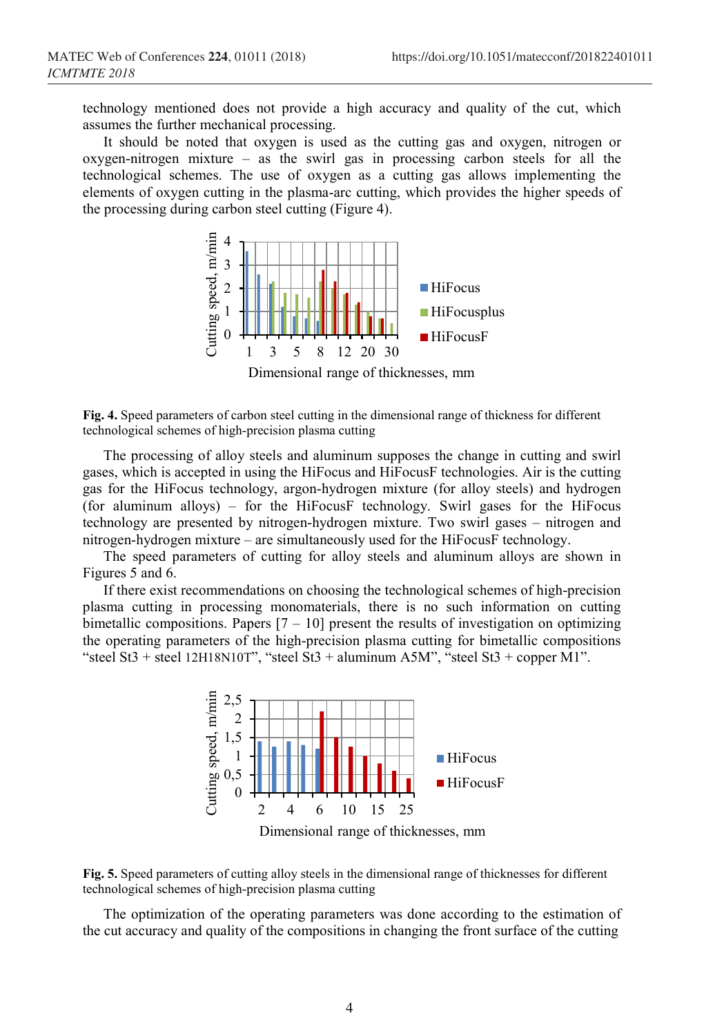technology mentioned does not provide a high accuracy and quality of the cut, which assumes the further mechanical processing.

It should be noted that oxygen is used as the cutting gas and oxygen, nitrogen or oxygen-nitrogen mixture – as the swirl gas in processing carbon steels for all the technological schemes. The use of oxygen as a cutting gas allows implementing the elements of oxygen cutting in the plasma-arc cutting, which provides the higher speeds of the processing during carbon steel cutting (Figure 4).

**Fig. 4.** Speed parameters of carbon steel cutting in the dimensional range of thickness for different technological schemes of high-precision plasma cutting

The processing of alloy steels and aluminum supposes the change in cutting and swirl gases, which is accepted in using the HiFocus and HiFocusF technologies. Air is the cutting gas for the HiFocus technology, argon-hydrogen mixture (for alloy steels) and hydrogen (for aluminum alloys) – for the HiFocusF technology. Swirl gases for the HiFocus technology are presented by nitrogen-hydrogen mixture. Two swirl gases – nitrogen and nitrogen-hydrogen mixture – are simultaneously used for the HiFocusF technology.

The speed parameters of cutting for alloy steels and aluminum alloys are shown in Figures 5 and 6.

If there exist recommendations on choosing the technological schemes of high-precision plasma cutting in processing monomaterials, there is no such information on cutting bimetallic compositions. Papers [7 – 10] present the results of investigation on optimizing the operating parameters of the high-precision plasma cutting for bimetallic compositions “steel St3 + steel 12H18N10T”, “steel St3 + aluminum A5M”, “steel St3 + copper M1”.

**Fig. 5.** Speed parameters of cutting alloy steels in the dimensional range of thicknesses for different technological schemes of high-precision plasma cutting

The optimization of the operating parameters was done according to the estimation of the cut accuracy and quality of the compositions in changing the front surface of the cutting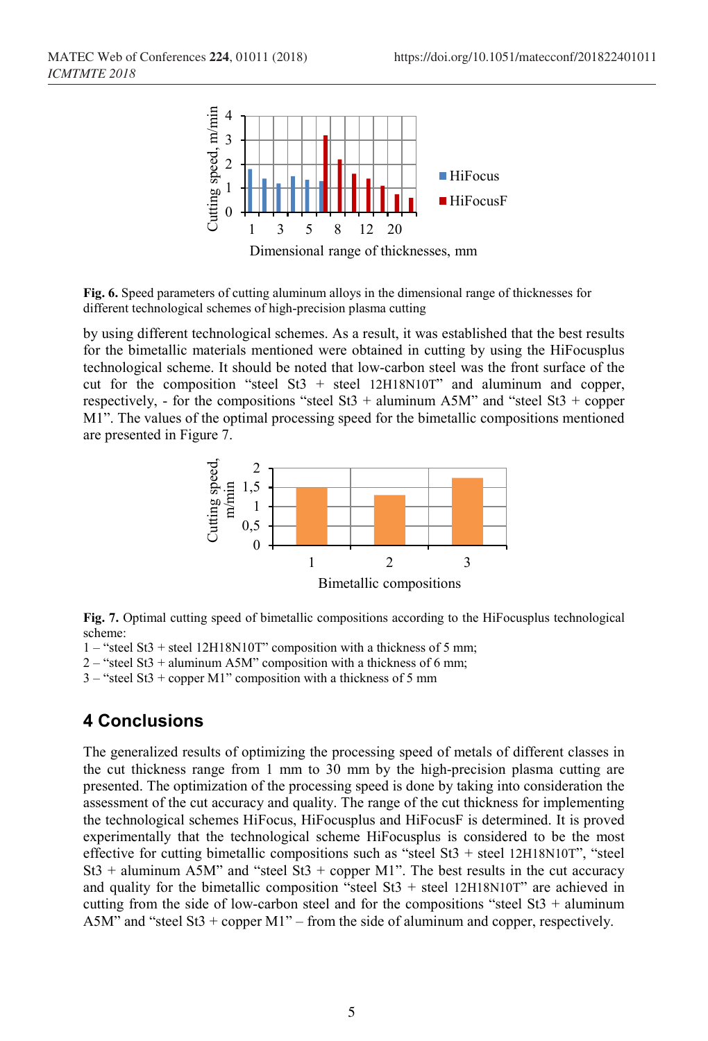**Fig. 6.** Speed parameters of cutting aluminum alloys in the dimensional range of thicknesses for different technological schemes of high-precision plasma cutting

by using different technological schemes. As a result, it was established that the best results for the bimetallic materials mentioned were obtained in cutting by using the HiFocusplus technological scheme. It should be noted that low-carbon steel was the front surface of the cut for the composition "steel St3 + steel 12H18N10T" and aluminum and copper, respectively, - for the compositions "steel St3 + aluminum A5M" and "steel St3 + copper M1". The values of the optimal processing speed for the bimetallic compositions mentioned are presented in Figure 7.

**Fig. 7.** Optimal cutting speed of bimetallic compositions according to the HiFocusplus technological scheme:
1 – "steel St3 + steel 12H18N10T" composition with a thickness of 5 mm;
2 – "steel St3 + aluminum A5M" composition with a thickness of 6 mm;
3 – "steel St3 + copper M1" composition with a thickness of 5 mm

## 4 Conclusions

The generalized results of optimizing the processing speed of metals of different classes in the cut thickness range from 1 mm to 30 mm by the high-precision plasma cutting are presented. The optimization of the processing speed is done by taking into consideration the assessment of the cut accuracy and quality. The range of the cut thickness for implementing the technological schemes HiFocus, HiFocusplus and HiFocusF is determined. It is proved experimentally that the technological scheme HiFocusplus is considered to be the most effective for cutting bimetallic compositions such as "steel St3 + steel 12H18N10T", "steel St3 + aluminum A5M" and "steel St3 + copper M1". The best results in the cut accuracy and quality for the bimetallic composition "steel St3 + steel 12H18N10T" are achieved in cutting from the side of low-carbon steel and for the compositions "steel St3 + aluminum A5M" and "steel St3 + copper M1" – from the side of aluminum and copper, respectively.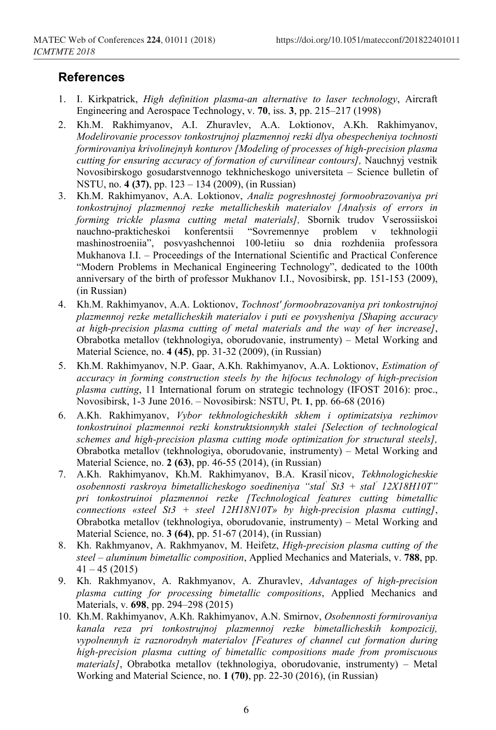## References

1. I. Kirkpatrick, *High definition plasma-an alternative to laser technology*, Aircraft Engineering and Aerospace Technology, v. **70**, iss. **3**, pp. 215–217 (1998)
2. Kh.M. Rakhimyanov, A.I. Zhuravlev, A.A. Loktionov, A.Kh. Rakhimyanov, *Modelirovanie processov tonkostrujnoj plazmennoj rezki dlya obespecheniya tochnosti formirovaniya krivolinejnyh konturov [Modeling of processes of high-precision plasma cutting for ensuring accuracy of formation of curvilinear contours],* Nauchnyj vestnik Novosibirskogo gosudarstvennogo tekhnicheskogo universiteta – Science bulletin of NSTU, no. **4 (37)**, pp. 123 – 134 (2009), (in Russian)
3. Kh.M. Rakhimyanov, A.A. Loktionov, *Analiz pogreshnostej formoobrazovaniya pri tonkostrujnoj plazmennoj rezke metallicheskih materialov [Analysis of errors in forming trickle plasma cutting metal materials],* Sbornik trudov Vserossiiskoi nauchno-prakticheskoi konferentsii "Sovremennye problem v tekhnologii mashinostroeniia", posvyashchennoi 100-letiiu so dnia rozhdeniia professora Mukhanova I.I. – Proceedings of the International Scientific and Practical Conference "Modern Problems in Mechanical Engineering Technology", dedicated to the 100th anniversary of the birth of professor Mukhanov I.I., Novosibirsk, pp. 151-153 (2009), (in Russian)
4. Kh.M. Rakhimyanov, A.A. Loktionov, *Tochnost' formoobrazovaniya pri tonkostrujnoj plazmennoj rezke metallicheskih materialov i puti ee povysheniya [Shaping accuracy at high-precision plasma cutting of metal materials and the way of her increase]*, Obrabotka metallov (tekhnologiya, oborudovanie, instrumenty) – Metal Working and Material Science, no. **4 (45)**, pp. 31-32 (2009), (in Russian)
5. Kh.M. Rakhimyanov, N.P. Gaar, A.Kh. Rakhimyanov, A.A. Loktionov, *Estimation of accuracy in forming construction steels by the hifocus technology of high-precision plasma cutting*, 11 International forum on strategic technology (IFOST 2016): proc., Novosibirsk, 1-3 June 2016. – Novosibirsk: NSTU, Pt. **1**, pp. 66-68 (2016)
6. A.Kh. Rakhimyanov, *Vybor tekhnologicheskikh skhem i optimizatsiya rezhimov tonkostruinoi plazmennoi rezki konstruktsionnykh stalei [Selection of technological schemes and high-precision plasma cutting mode optimization for structural steels],* Obrabotka metallov (tekhnologiya, oborudovanie, instrumenty) – Metal Working and Material Science, no. **2 (63)**, pp. 46-55 (2014), (in Russian)
7. A.Kh. Rakhimyanov, Kh.M. Rakhimyanov, B.A. Krasil'nicov, *Tekhnologicheskie osobennosti raskroya bimetallicheskogo soedineniya "stal' St3 + stal' 12X18H10T" pri tonkostruinoi plazmennoi rezke [Technological features cutting bimetallic connections «steel St3 + steel 12H18N10T» by high-precision plasma cutting]*, Obrabotka metallov (tekhnologiya, oborudovanie, instrumenty) – Metal Working and Material Science, no. **3 (64)**, pp. 51-67 (2014), (in Russian)
8. Kh. Rakhmyanov, A. Rakhmyanov, M. Heifetz, *High-precision plasma cutting of the steel – aluminum bimetallic composition*, Applied Mechanics and Materials, v. **788**, pp. 41 – 45 (2015)
9. Kh. Rakhmyanov, A. Rakhmyanov, A. Zhuravlev, *Advantages of high-precision plasma cutting for processing bimetallic compositions*, Applied Mechanics and Materials, v. **698**, pp. 294–298 (2015)
10. Kh.M. Rakhimyanov, A.Kh. Rakhimyanov, A.N. Smirnov, *Osobennosti formirovaniya kanala reza pri tonkostrujnoj plazmennoj rezke bimetallicheskih kompozicij, vypolnennyh iz raznorodnyh materialov [Features of channel cut formation during high-precision plasma cutting of bimetallic compositions made from promiscuous materials]*, Obrabotka metallov (tekhnologiya, oborudovanie, instrumenty) – Metal Working and Material Science, no. **1 (70)**, pp. 22-30 (2016), (in Russian)